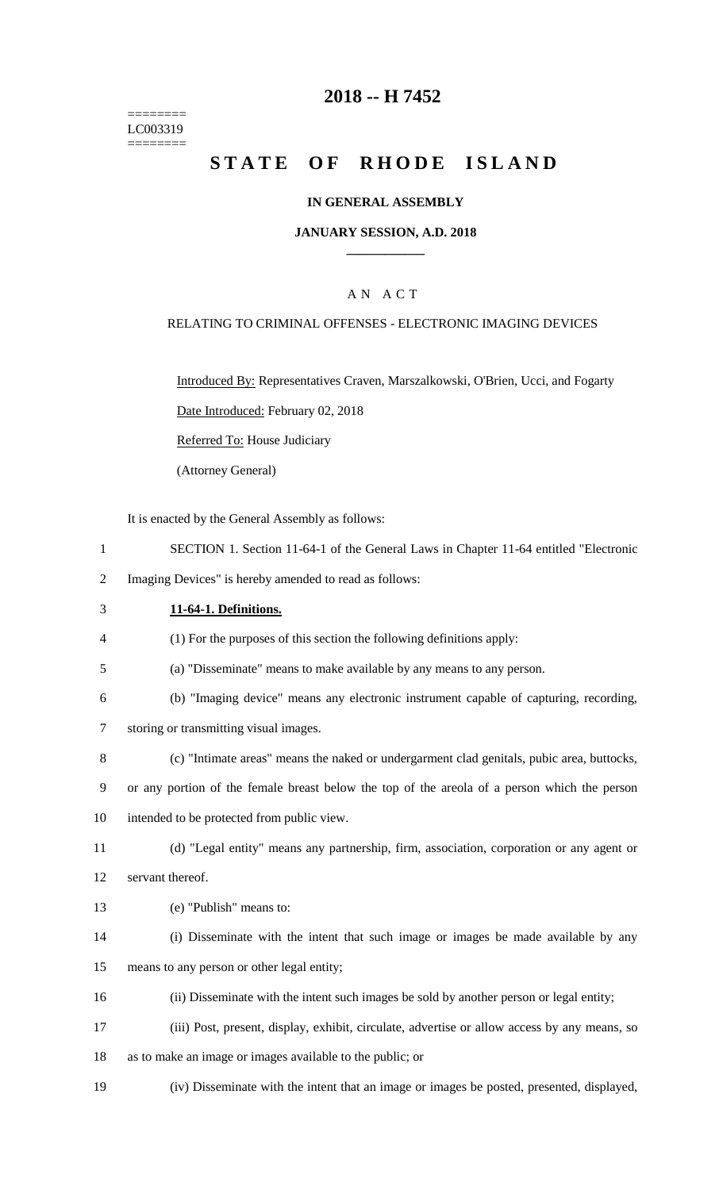========
LC003319
========

# 2018 -- H 7452

# STATE OF RHODE ISLAND

**IN GENERAL ASSEMBLY**

**JANUARY SESSION, A.D. 2018**

A N A C T

RELATING TO CRIMINAL OFFENSES - ELECTRONIC IMAGING DEVICES

Introduced By: Representatives Craven, Marszalkowski, O'Brien, Ucci, and Fogarty

Date Introduced: February 02, 2018

Referred To: House Judiciary

(Attorney General)

It is enacted by the General Assembly as follows:

1 SECTION 1. Section 11-64-1 of the General Laws in Chapter 11-64 entitled "Electronic
2 Imaging Devices" is hereby amended to read as follows:

3 **11-64-1. Definitions.**

4 (1) For the purposes of this section the following definitions apply:

5 (a) "Disseminate" means to make available by any means to any person.

6 (b) "Imaging device" means any electronic instrument capable of capturing, recording,
7 storing or transmitting visual images.

8 (c) "Intimate areas" means the naked or undergarment clad genitals, pubic area, buttocks,
9 or any portion of the female breast below the top of the areola of a person which the person
10 intended to be protected from public view.

11 (d) "Legal entity" means any partnership, firm, association, corporation or any agent or
12 servant thereof.

13 (e) "Publish" means to:

14 (i) Disseminate with the intent that such image or images be made available by any
15 means to any person or other legal entity;

16 (ii) Disseminate with the intent such images be sold by another person or legal entity;

17 (iii) Post, present, display, exhibit, circulate, advertise or allow access by any means, so
18 as to make an image or images available to the public; or

19 (iv) Disseminate with the intent that an image or images be posted, presented, displayed,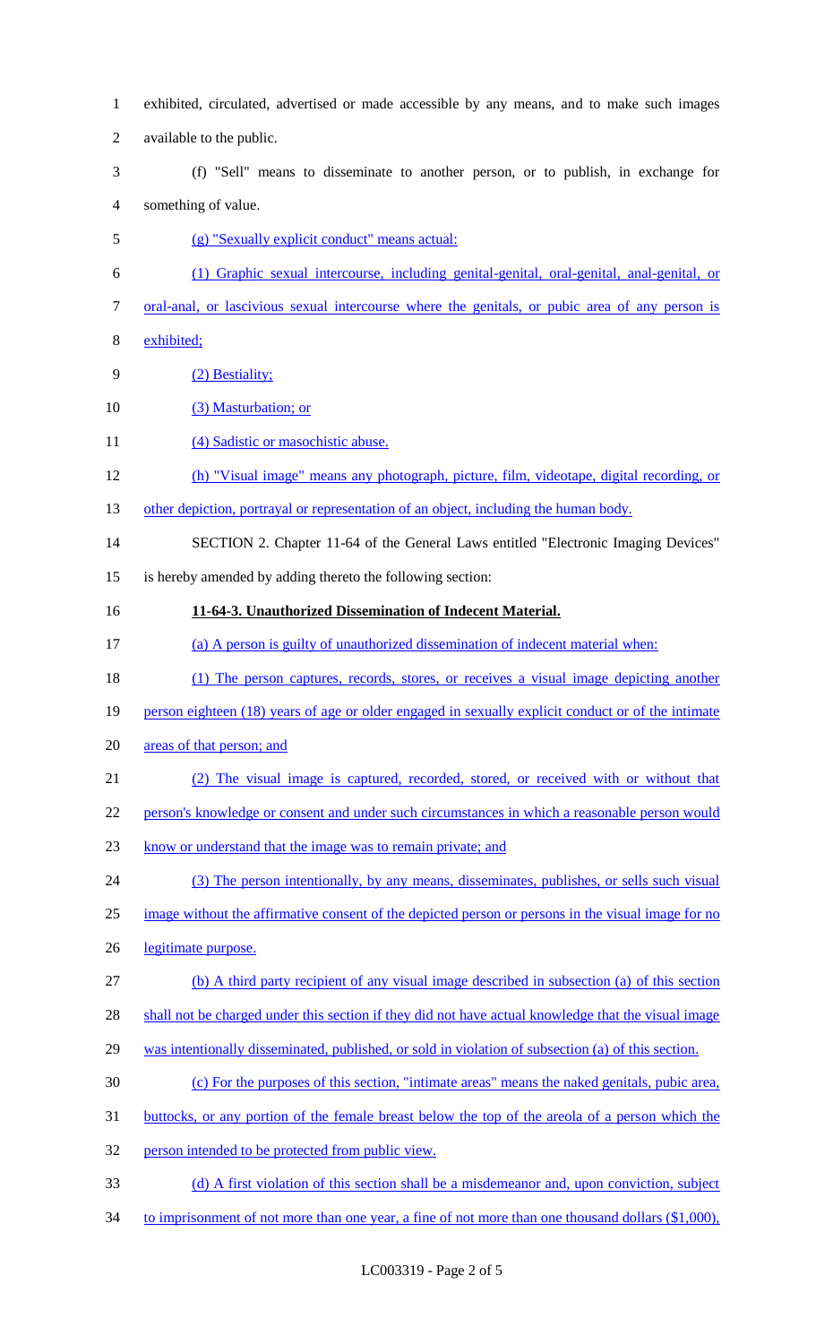exhibited, circulated, advertised or made accessible by any means, and to make such images available to the public.

(f) "Sell" means to disseminate to another person, or to publish, in exchange for something of value.

(g) "Sexually explicit conduct" means actual:

(1) Graphic sexual intercourse, including genital-genital, oral-genital, anal-genital, or oral-anal, or lascivious sexual intercourse where the genitals, or pubic area of any person is exhibited;

(2) Bestiality;

(3) Masturbation; or

(4) Sadistic or masochistic abuse.

(h) "Visual image" means any photograph, picture, film, videotape, digital recording, or other depiction, portrayal or representation of an object, including the human body.

SECTION 2. Chapter 11-64 of the General Laws entitled "Electronic Imaging Devices" is hereby amended by adding thereto the following section:

**11-64-3. Unauthorized Dissemination of Indecent Material.**

(a) A person is guilty of unauthorized dissemination of indecent material when:

(1) The person captures, records, stores, or receives a visual image depicting another person eighteen (18) years of age or older engaged in sexually explicit conduct or of the intimate areas of that person; and

(2) The visual image is captured, recorded, stored, or received with or without that person's knowledge or consent and under such circumstances in which a reasonable person would know or understand that the image was to remain private; and

(3) The person intentionally, by any means, disseminates, publishes, or sells such visual image without the affirmative consent of the depicted person or persons in the visual image for no legitimate purpose.

(b) A third party recipient of any visual image described in subsection (a) of this section shall not be charged under this section if they did not have actual knowledge that the visual image was intentionally disseminated, published, or sold in violation of subsection (a) of this section.

(c) For the purposes of this section, "intimate areas" means the naked genitals, pubic area, buttocks, or any portion of the female breast below the top of the areola of a person which the person intended to be protected from public view.

(d) A first violation of this section shall be a misdemeanor and, upon conviction, subject to imprisonment of not more than one year, a fine of not more than one thousand dollars ($1,000),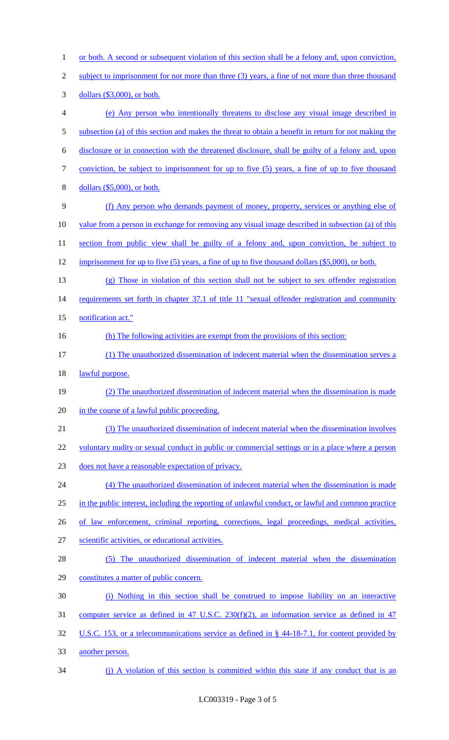or both. A second or subsequent violation of this section shall be a felony and, upon conviction, subject to imprisonment for not more than three (3) years, a fine of not more than three thousand dollars ($3,000), or both.

(e) Any person who intentionally threatens to disclose any visual image described in subsection (a) of this section and makes the threat to obtain a benefit in return for not making the disclosure or in connection with the threatened disclosure, shall be guilty of a felony and, upon conviction, be subject to imprisonment for up to five (5) years, a fine of up to five thousand dollars ($5,000), or both.

(f) Any person who demands payment of money, property, services or anything else of value from a person in exchange for removing any visual image described in subsection (a) of this section from public view shall be guilty of a felony and, upon conviction, be subject to imprisonment for up to five (5) years, a fine of up to five thousand dollars ($5,000), or both.

(g) Those in violation of this section shall not be subject to sex offender registration requirements set forth in chapter 37.1 of title 11 "sexual offender registration and community notification act."

(h) The following activities are exempt from the provisions of this section:

(1) The unauthorized dissemination of indecent material when the dissemination serves a lawful purpose.

(2) The unauthorized dissemination of indecent material when the dissemination is made in the course of a lawful public proceeding.

(3) The unauthorized dissemination of indecent material when the dissemination involves voluntary nudity or sexual conduct in public or commercial settings or in a place where a person does not have a reasonable expectation of privacy.

(4) The unauthorized dissemination of indecent material when the dissemination is made in the public interest, including the reporting of unlawful conduct, or lawful and common practice of law enforcement, criminal reporting, corrections, legal proceedings, medical activities, scientific activities, or educational activities.

(5) The unauthorized dissemination of indecent material when the dissemination constitutes a matter of public concern.

(i) Nothing in this section shall be construed to impose liability on an interactive computer service as defined in 47 U.S.C. 230(f)(2), an information service as defined in 47 U.S.C. 153, or a telecommunications service as defined in § 44-18-7.1, for content provided by another person.

(j) A violation of this section is committed within this state if any conduct that is an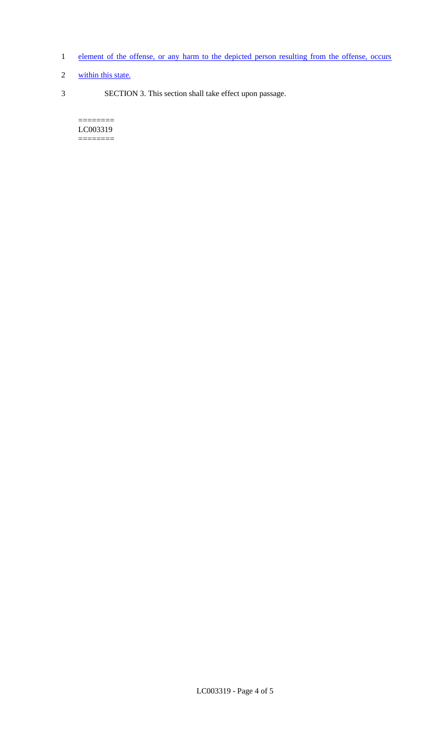element of the offense, or any harm to the depicted person resulting from the offense, occurs within this state.

SECTION 3. This section shall take effect upon passage.

========
LC003319
========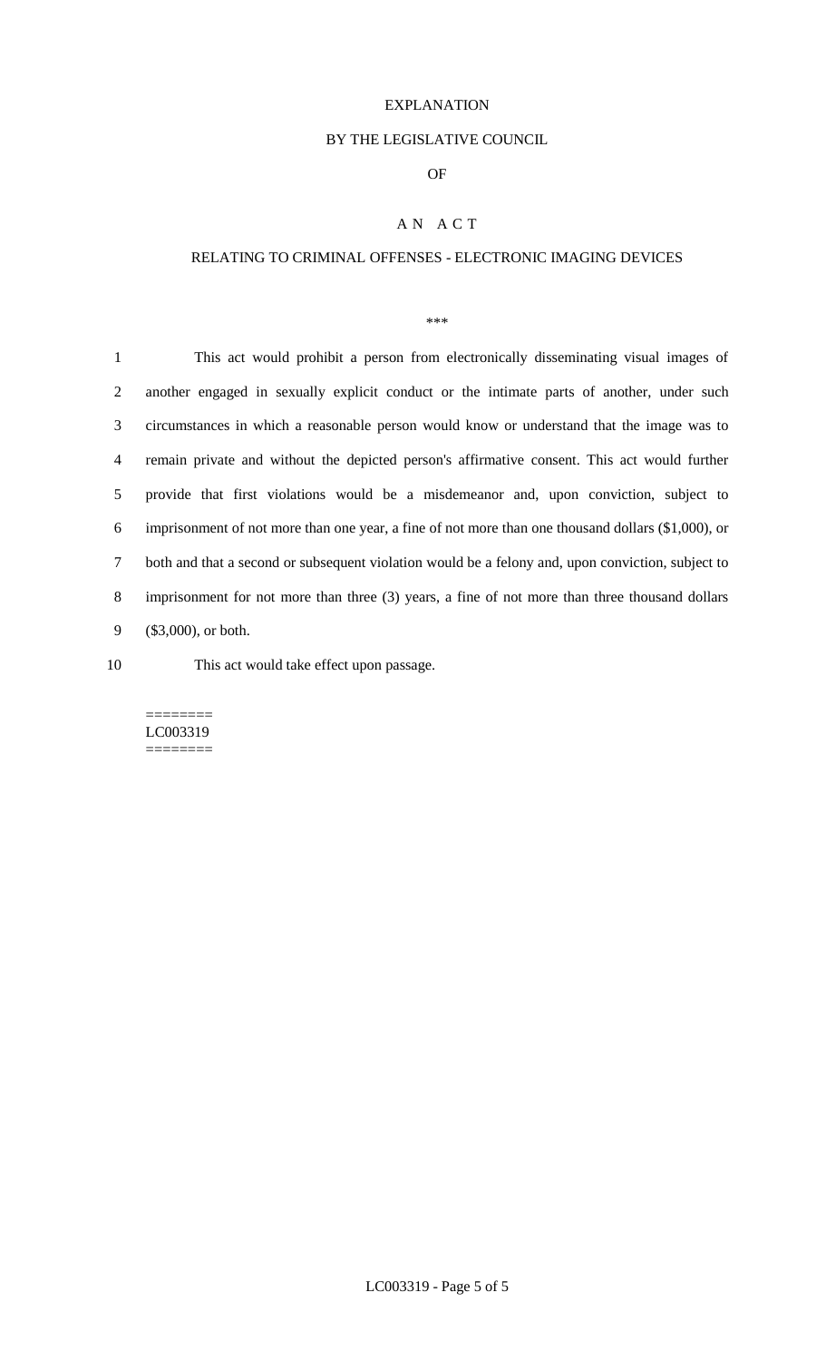EXPLANATION

BY THE LEGISLATIVE COUNCIL

OF

A N A C T

RELATING TO CRIMINAL OFFENSES - ELECTRONIC IMAGING DEVICES

\*\*\*

This act would prohibit a person from electronically disseminating visual images of another engaged in sexually explicit conduct or the intimate parts of another, under such circumstances in which a reasonable person would know or understand that the image was to remain private and without the depicted person's affirmative consent. This act would further provide that first violations would be a misdemeanor and, upon conviction, subject to imprisonment of not more than one year, a fine of not more than one thousand dollars ($1,000), or both and that a second or subsequent violation would be a felony and, upon conviction, subject to imprisonment for not more than three (3) years, a fine of not more than three thousand dollars ($3,000), or both.

This act would take effect upon passage.

========
LC003319
========